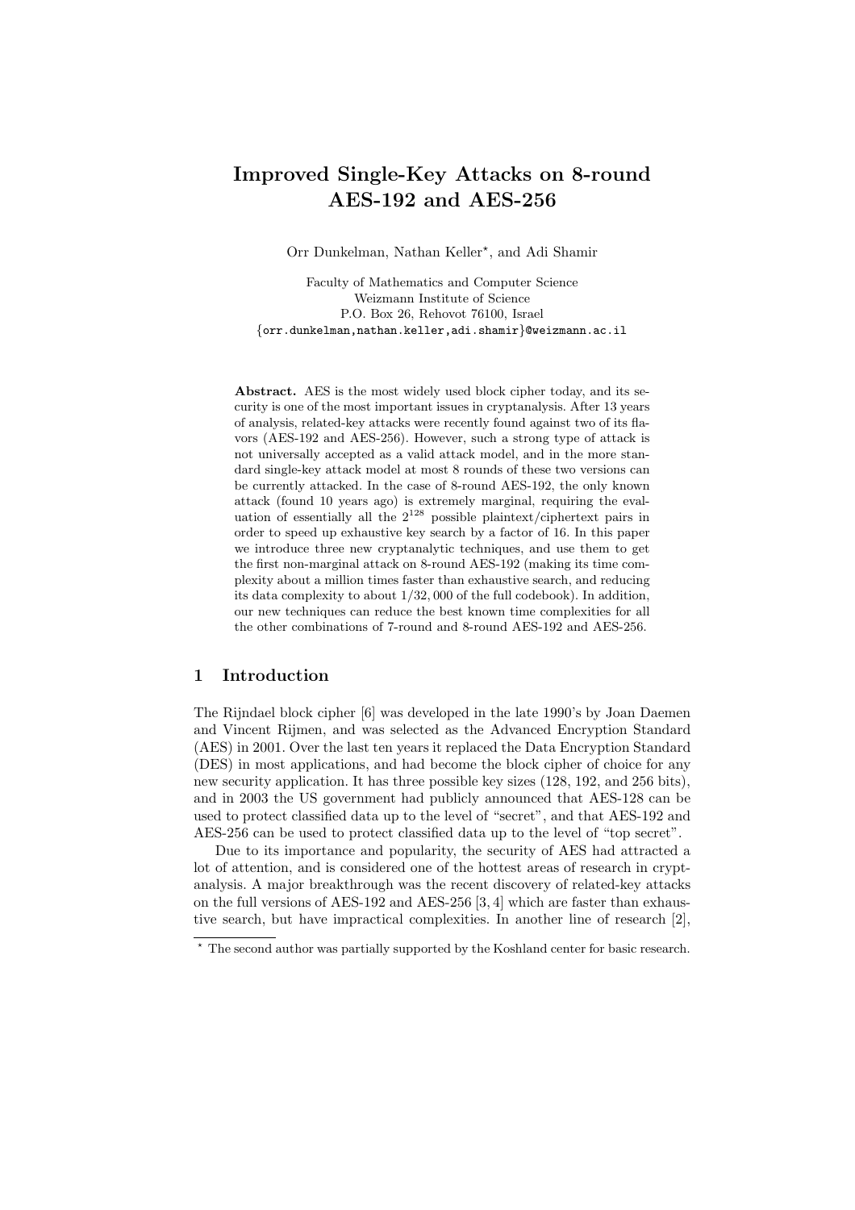# Improved Single-Key Attacks on 8-round AES-192 and AES-256

Orr Dunkelman, Nathan Keller*, and Adi Shamir

Faculty of Mathematics and Computer Science
Weizmann Institute of Science
P.O. Box 26, Rehovot 76100, Israel
{orr.dunkelman,nathan.keller,adi.shamir}@weizmann.ac.il

**Abstract.** AES is the most widely used block cipher today, and its security is one of the most important issues in cryptanalysis. After 13 years of analysis, related-key attacks were recently found against two of its flavors (AES-192 and AES-256). However, such a strong type of attack is not universally accepted as a valid attack model, and in the more standard single-key attack model at most 8 rounds of these two versions can be currently attacked. In the case of 8-round AES-192, the only known attack (found 10 years ago) is extremely marginal, requiring the evaluation of essentially all the $2^{128}$ possible plaintext/ciphertext pairs in order to speed up exhaustive key search by a factor of 16. In this paper we introduce three new cryptanalytic techniques, and use them to get the first non-marginal attack on 8-round AES-192 (making its time complexity about a million times faster than exhaustive search, and reducing its data complexity to about 1/32,000 of the full codebook). In addition, our new techniques can reduce the best known time complexities for all the other combinations of 7-round and 8-round AES-192 and AES-256.

## 1 Introduction

The Rijndael block cipher [6] was developed in the late 1990's by Joan Daemen and Vincent Rijmen, and was selected as the Advanced Encryption Standard (AES) in 2001. Over the last ten years it replaced the Data Encryption Standard (DES) in most applications, and had become the block cipher of choice for any new security application. It has three possible key sizes (128, 192, and 256 bits), and in 2003 the US government had publicly announced that AES-128 can be used to protect classified data up to the level of "secret", and that AES-192 and AES-256 can be used to protect classified data up to the level of "top secret".

Due to its importance and popularity, the security of AES had attracted a lot of attention, and is considered one of the hottest areas of research in cryptanalysis. A major breakthrough was the recent discovery of related-key attacks on the full versions of AES-192 and AES-256 [3, 4] which are faster than exhaustive search, but have impractical complexities. In another line of research [2],

* The second author was partially supported by the Koshland center for basic research.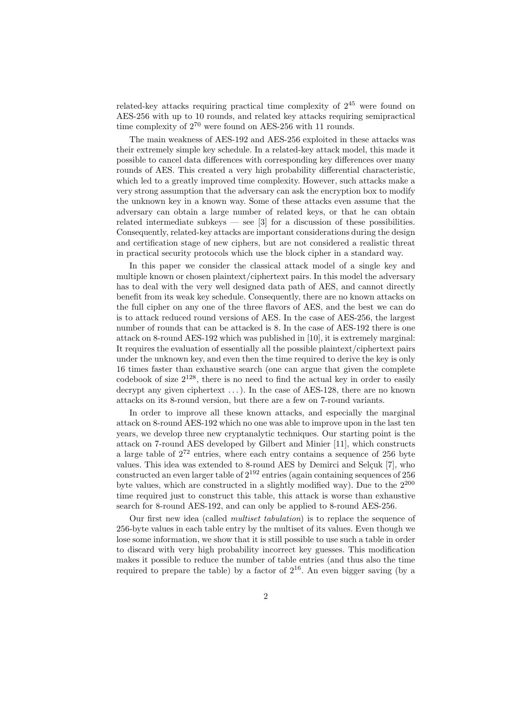related-key attacks requiring practical time complexity of $2^{45}$ were found on AES-256 with up to 10 rounds, and related key attacks requiring semipractical time complexity of $2^{70}$ were found on AES-256 with 11 rounds.

The main weakness of AES-192 and AES-256 exploited in these attacks was their extremely simple key schedule. In a related-key attack model, this made it possible to cancel data differences with corresponding key differences over many rounds of AES. This created a very high probability differential characteristic, which led to a greatly improved time complexity. However, such attacks make a very strong assumption that the adversary can ask the encryption box to modify the unknown key in a known way. Some of these attacks even assume that the adversary can obtain a large number of related keys, or that he can obtain related intermediate subkeys — see [3] for a discussion of these possibilities. Consequently, related-key attacks are important considerations during the design and certification stage of new ciphers, but are not considered a realistic threat in practical security protocols which use the block cipher in a standard way.

In this paper we consider the classical attack model of a single key and multiple known or chosen plaintext/ciphertext pairs. In this model the adversary has to deal with the very well designed data path of AES, and cannot directly benefit from its weak key schedule. Consequently, there are no known attacks on the full cipher on any one of the three flavors of AES, and the best we can do is to attack reduced round versions of AES. In the case of AES-256, the largest number of rounds that can be attacked is 8. In the case of AES-192 there is one attack on 8-round AES-192 which was published in [10], it is extremely marginal: It requires the evaluation of essentially all the possible plaintext/ciphertext pairs under the unknown key, and even then the time required to derive the key is only 16 times faster than exhaustive search (one can argue that given the complete codebook of size $2^{128}$, there is no need to find the actual key in order to easily decrypt any given ciphertext ...). In the case of AES-128, there are no known attacks on its 8-round version, but there are a few on 7-round variants.

In order to improve all these known attacks, and especially the marginal attack on 8-round AES-192 which no one was able to improve upon in the last ten years, we develop three new cryptanalytic techniques. Our starting point is the attack on 7-round AES developed by Gilbert and Minier [11], which constructs a large table of $2^{72}$ entries, where each entry contains a sequence of 256 byte values. This idea was extended to 8-round AES by Demirci and Selçuk [7], who constructed an even larger table of $2^{192}$ entries (again containing sequences of 256 byte values, which are constructed in a slightly modified way). Due to the $2^{200}$ time required just to construct this table, this attack is worse than exhaustive search for 8-round AES-192, and can only be applied to 8-round AES-256.

Our first new idea (called *multiset tabulation*) is to replace the sequence of 256-byte values in each table entry by the multiset of its values. Even though we lose some information, we show that it is still possible to use such a table in order to discard with very high probability incorrect key guesses. This modification makes it possible to reduce the number of table entries (and thus also the time required to prepare the table) by a factor of $2^{16}$. An even bigger saving (by a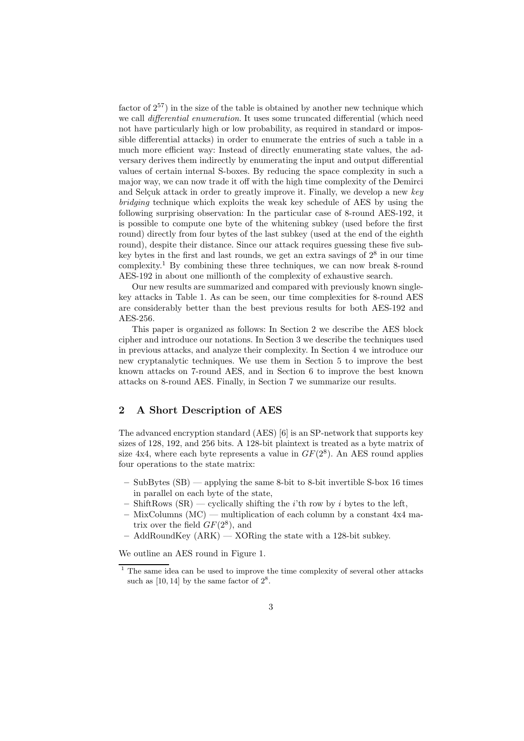factor of $2^{57}$) in the size of the table is obtained by another new technique which we call *differential enumeration*. It uses some truncated differential (which need not have particularly high or low probability, as required in standard or impossible differential attacks) in order to enumerate the entries of such a table in a much more efficient way: Instead of directly enumerating state values, the adversary derives them indirectly by enumerating the input and output differential values of certain internal S-boxes. By reducing the space complexity in such a major way, we can now trade it off with the high time complexity of the Demirci and Selçuk attack in order to greatly improve it. Finally, we develop a new *key bridging* technique which exploits the weak key schedule of AES by using the following surprising observation: In the particular case of 8-round AES-192, it is possible to compute one byte of the whitening subkey (used before the first round) directly from four bytes of the last subkey (used at the end of the eighth round), despite their distance. Since our attack requires guessing these five subkey bytes in the first and last rounds, we get an extra savings of $2^8$ in our time complexity.[1] By combining these three techniques, we can now break 8-round AES-192 in about one millionth of the complexity of exhaustive search.

Our new results are summarized and compared with previously known single-key attacks in Table 1. As can be seen, our time complexities for 8-round AES are considerably better than the best previous results for both AES-192 and AES-256.

This paper is organized as follows: In Section 2 we describe the AES block cipher and introduce our notations. In Section 3 we describe the techniques used in previous attacks, and analyze their complexity. In Section 4 we introduce our new cryptanalytic techniques. We use them in Section 5 to improve the best known attacks on 7-round AES, and in Section 6 to improve the best known attacks on 8-round AES. Finally, in Section 7 we summarize our results.

## 2 A Short Description of AES

The advanced encryption standard (AES) [6] is an SP-network that supports key sizes of 128, 192, and 256 bits. A 128-bit plaintext is treated as a byte matrix of size 4x4, where each byte represents a value in $GF(2^8)$. An AES round applies four operations to the state matrix:

- SubBytes (SB) — applying the same 8-bit to 8-bit invertible S-box 16 times in parallel on each byte of the state,
- ShiftRows (SR) — cyclically shifting the $i$'th row by $i$ bytes to the left,
- MixColumns (MC) — multiplication of each column by a constant 4x4 matrix over the field $GF(2^8)$, and
- AddRoundKey (ARK) — XORing the state with a 128-bit subkey.

We outline an AES round in Figure 1.

[1] The same idea can be used to improve the time complexity of several other attacks such as [10, 14] by the same factor of $2^8$.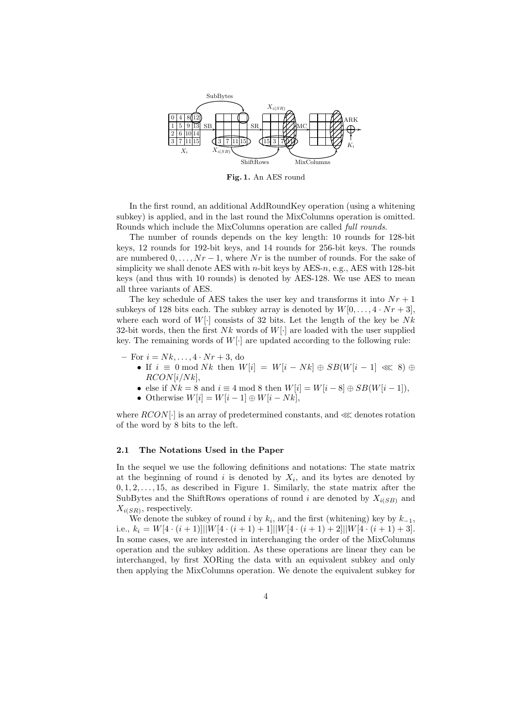Fig. 1. An AES round

In the first round, an additional AddRoundKey operation (using a whitening subkey) is applied, and in the last round the MixColumns operation is omitted. Rounds which include the MixColumns operation are called *full rounds*.

The number of rounds depends on the key length: 10 rounds for 128-bit keys, 12 rounds for 192-bit keys, and 14 rounds for 256-bit keys. The rounds are numbered $0, \ldots, Nr-1$, where $Nr$ is the number of rounds. For the sake of simplicity we shall denote AES with $n$-bit keys by AES-$n$, e.g., AES with 128-bit keys (and thus with 10 rounds) is denoted by AES-128. We use AES to mean all three variants of AES.

The key schedule of AES takes the user key and transforms it into $Nr+1$ subkeys of 128 bits each. The subkey array is denoted by $W[0, \ldots, 4 \cdot Nr + 3]$, where each word of $W[\cdot]$ consists of 32 bits. Let the length of the key be $Nk$ 32-bit words, then the first $Nk$ words of $W[\cdot]$ are loaded with the user supplied key. The remaining words of $W[\cdot]$ are updated according to the following rule:

- For $i = Nk, \ldots, 4 \cdot Nr + 3$, do
  - If $i \equiv 0 \bmod Nk$ then $W[i] = W[i-Nk] \oplus SB(W[i-1] \lll 8) \oplus RCON[i/Nk]$,
  - else if $Nk = 8$ and $i \equiv 4 \bmod 8$ then $W[i] = W[i-8] \oplus SB(W[i-1])$,
  - Otherwise $W[i] = W[i-1] \oplus W[i-Nk]$,

where $RCON[\cdot]$ is an array of predetermined constants, and $\lll$ denotes rotation of the word by 8 bits to the left.

### 2.1 The Notations Used in the Paper

In the sequel we use the following definitions and notations: The state matrix at the beginning of round $i$ is denoted by $X_i$, and its bytes are denoted by $0, 1, 2, \ldots, 15$, as described in Figure 1. Similarly, the state matrix after the SubBytes and the ShiftRows operations of round $i$ are denoted by $X_{i(SB)}$ and $X_{i(SR)}$, respectively.

We denote the subkey of round $i$ by $k_i$, and the first (whitening) key by $k_{-1}$, i.e., $k_i = W[4 \cdot (i+1)] || W[4 \cdot (i+1) + 1] || W[4 \cdot (i+1) + 2] || W[4 \cdot (i+1) + 3]$. In some cases, we are interested in interchanging the order of the MixColumns operation and the subkey addition. As these operations are linear they can be interchanged, by first XORing the data with an equivalent subkey and only then applying the MixColumns operation. We denote the equivalent subkey for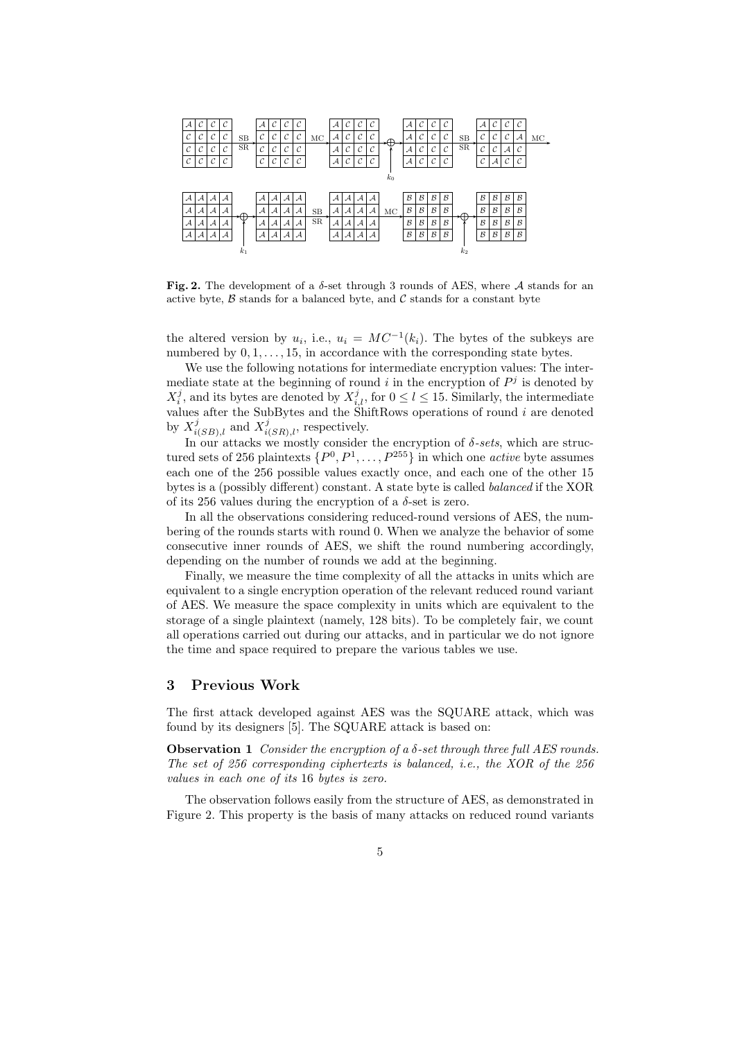**Fig. 2.** The development of a $\delta$-set through 3 rounds of AES, where $\mathcal{A}$ stands for an active byte, $\mathcal{B}$ stands for a balanced byte, and $\mathcal{C}$ stands for a constant byte

the altered version by $u_i$, i.e., $u_i = MC^{-1}(k_i)$. The bytes of the subkeys are numbered by $0, 1, \ldots, 15$, in accordance with the corresponding state bytes.

We use the following notations for intermediate encryption values: The intermediate state at the beginning of round $i$ in the encryption of $P^j$ is denoted by $X_i^j$, and its bytes are denoted by $X_{i,l}^j$, for $0 \leq l \leq 15$. Similarly, the intermediate values after the SubBytes and the ShiftRows operations of round $i$ are denoted by $X_{i(SB),l}^j$ and $X_{i(SR),l}^j$, respectively.

In our attacks we mostly consider the encryption of *$\delta$-sets*, which are structured sets of 256 plaintexts $\{P^0, P^1, \ldots, P^{255}\}$ in which one *active* byte assumes each one of the 256 possible values exactly once, and each one of the other 15 bytes is a (possibly different) constant. A state byte is called *balanced* if the XOR of its 256 values during the encryption of a $\delta$-set is zero.

In all the observations considering reduced-round versions of AES, the numbering of the rounds starts with round 0. When we analyze the behavior of some consecutive inner rounds of AES, we shift the round numbering accordingly, depending on the number of rounds we add at the beginning.

Finally, we measure the time complexity of all the attacks in units which are equivalent to a single encryption operation of the relevant reduced round variant of AES. We measure the space complexity in units which are equivalent to the storage of a single plaintext (namely, 128 bits). To be completely fair, we count all operations carried out during our attacks, and in particular we do not ignore the time and space required to prepare the various tables we use.

## 3 Previous Work

The first attack developed against AES was the SQUARE attack, which was found by its designers [5]. The SQUARE attack is based on:

**Observation 1** *Consider the encryption of a $\delta$-set through three full AES rounds. The set of 256 corresponding ciphertexts is balanced, i.e., the XOR of the 256 values in each one of its* 16 *bytes is zero.*

The observation follows easily from the structure of AES, as demonstrated in Figure 2. This property is the basis of many attacks on reduced round variants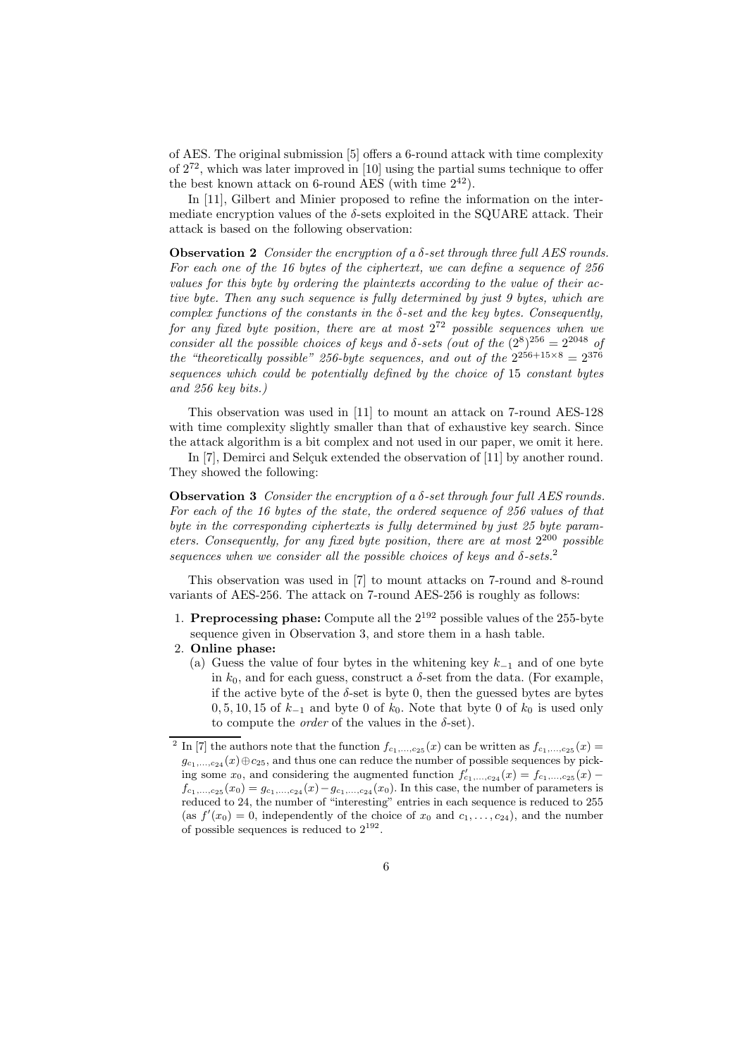of AES. The original submission [5] offers a 6-round attack with time complexity of $2^{72}$, which was later improved in [10] using the partial sums technique to offer the best known attack on 6-round AES (with time $2^{42}$).

In [11], Gilbert and Minier proposed to refine the information on the intermediate encryption values of the $\delta$-sets exploited in the SQUARE attack. Their attack is based on the following observation:

**Observation 2** *Consider the encryption of a $\delta$-set through three full AES rounds. For each one of the 16 bytes of the ciphertext, we can define a sequence of 256 values for this byte by ordering the plaintexts according to the value of their active byte. Then any such sequence is fully determined by just 9 bytes, which are complex functions of the constants in the $\delta$-set and the key bytes. Consequently, for any fixed byte position, there are at most $2^{72}$ possible sequences when we consider all the possible choices of keys and $\delta$-sets (out of the $(2^8)^{256} = 2^{2048}$ of the "theoretically possible" 256-byte sequences, and out of the $2^{256+15\times 8} = 2^{376}$ sequences which could be potentially defined by the choice of 15 constant bytes and 256 key bits.)*

This observation was used in [11] to mount an attack on 7-round AES-128 with time complexity slightly smaller than that of exhaustive key search. Since the attack algorithm is a bit complex and not used in our paper, we omit it here.

In [7], Demirci and Selçuk extended the observation of [11] by another round. They showed the following:

**Observation 3** *Consider the encryption of a $\delta$-set through four full AES rounds. For each of the 16 bytes of the state, the ordered sequence of 256 values of that byte in the corresponding ciphertexts is fully determined by just 25 byte parameters. Consequently, for any fixed byte position, there are at most $2^{200}$ possible sequences when we consider all the possible choices of keys and $\delta$-sets.*[2]

This observation was used in [7] to mount attacks on 7-round and 8-round variants of AES-256. The attack on 7-round AES-256 is roughly as follows:

1. **Preprocessing phase:** Compute all the $2^{192}$ possible values of the 255-byte sequence given in Observation 3, and store them in a hash table.
2. **Online phase:**
   (a) Guess the value of four bytes in the whitening key $k_{-1}$ and of one byte in $k_0$, and for each guess, construct a $\delta$-set from the data. (For example, if the active byte of the $\delta$-set is byte 0, then the guessed bytes are bytes $0, 5, 10, 15$ of $k_{-1}$ and byte 0 of $k_0$. Note that byte 0 of $k_0$ is used only to compute the *order* of the values in the $\delta$-set).

[2] In [7] the authors note that the function $f_{c_1,\ldots,c_{25}}(x)$ can be written as $f_{c_1,\ldots,c_{25}}(x) = g_{c_1,\ldots,c_{24}}(x) \oplus c_{25}$, and thus one can reduce the number of possible sequences by picking some $x_0$, and considering the augmented function $f'_{c_1,\ldots,c_{24}}(x) = f_{c_1,\ldots,c_{25}}(x) - f_{c_1,\ldots,c_{25}}(x_0) = g_{c_1,\ldots,c_{24}}(x) - g_{c_1,\ldots,c_{24}}(x_0)$. In this case, the number of parameters is reduced to 24, the number of "interesting" entries in each sequence is reduced to 255 (as $f'(x_0) = 0$, independently of the choice of $x_0$ and $c_1, \ldots, c_{24}$), and the number of possible sequences is reduced to $2^{192}$.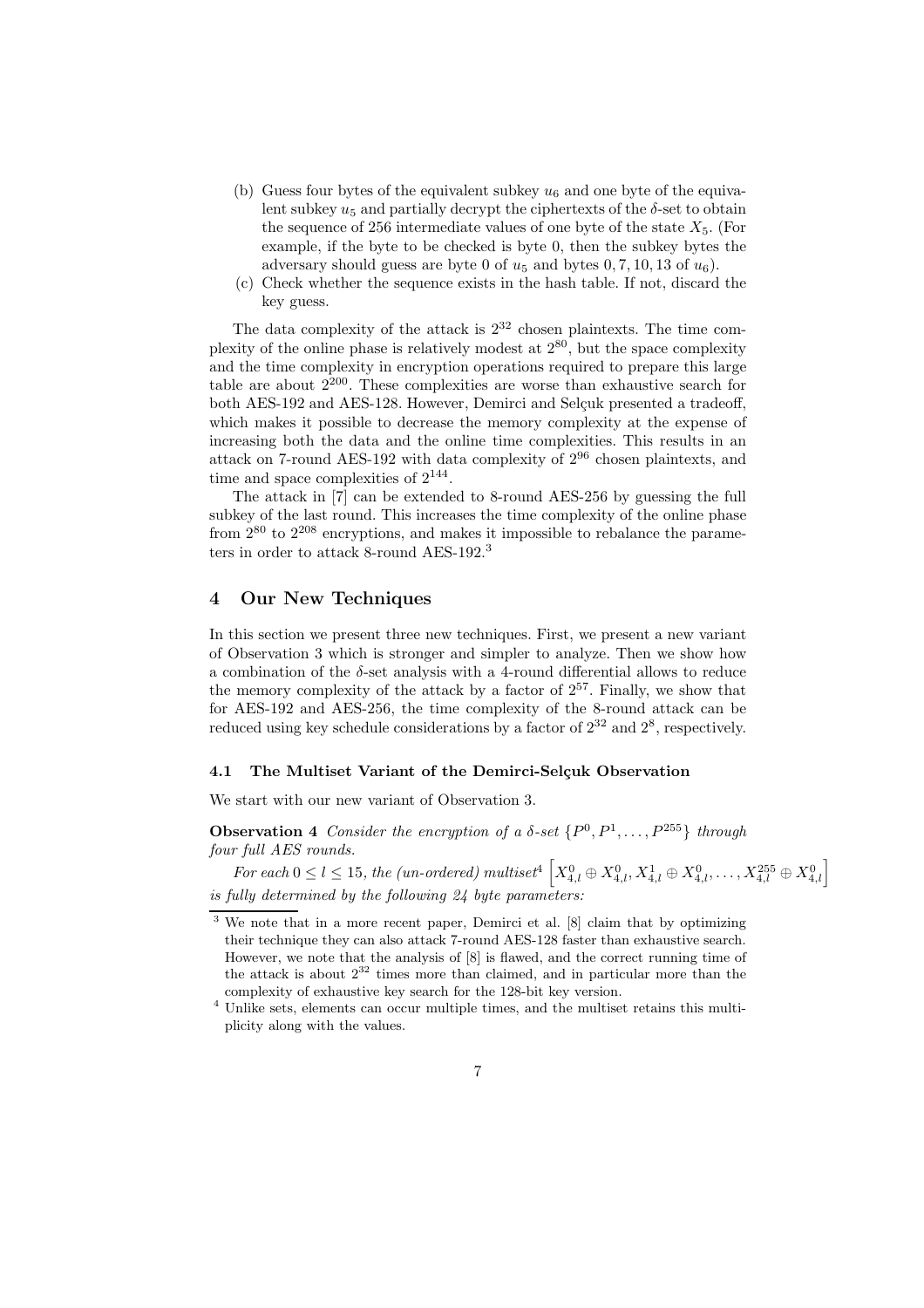(b) Guess four bytes of the equivalent subkey $u_6$ and one byte of the equivalent subkey $u_5$ and partially decrypt the ciphertexts of the $\delta$-set to obtain the sequence of 256 intermediate values of one byte of the state $X_5$. (For example, if the byte to be checked is byte 0, then the subkey bytes the adversary should guess are byte 0 of $u_5$ and bytes $0, 7, 10, 13$ of $u_6$).

(c) Check whether the sequence exists in the hash table. If not, discard the key guess.

The data complexity of the attack is $2^{32}$ chosen plaintexts. The time complexity of the online phase is relatively modest at $2^{80}$, but the space complexity and the time complexity in encryption operations required to prepare this large table are about $2^{200}$. These complexities are worse than exhaustive search for both AES-192 and AES-128. However, Demirci and Selçuk presented a tradeoff, which makes it possible to decrease the memory complexity at the expense of increasing both the data and the online time complexities. This results in an attack on 7-round AES-192 with data complexity of $2^{96}$ chosen plaintexts, and time and space complexities of $2^{144}$.

The attack in [7] can be extended to 8-round AES-256 by guessing the full subkey of the last round. This increases the time complexity of the online phase from $2^{80}$ to $2^{208}$ encryptions, and makes it impossible to rebalance the parameters in order to attack 8-round AES-192.[3]

## 4 Our New Techniques

In this section we present three new techniques. First, we present a new variant of Observation 3 which is stronger and simpler to analyze. Then we show how a combination of the $\delta$-set analysis with a 4-round differential allows to reduce the memory complexity of the attack by a factor of $2^{57}$. Finally, we show that for AES-192 and AES-256, the time complexity of the 8-round attack can be reduced using key schedule considerations by a factor of $2^{32}$ and $2^{8}$, respectively.

### 4.1 The Multiset Variant of the Demirci-Selçuk Observation

We start with our new variant of Observation 3.

**Observation 4** *Consider the encryption of a $\delta$-set $\{P^0, P^1, \ldots, P^{255}\}$ through four full AES rounds.*

*For each $0 \leq l \leq 15$, the (un-ordered) multiset*[4] $\left[X^0_{4,l} \oplus X^0_{4,l}, X^1_{4,l} \oplus X^0_{4,l}, \ldots, X^{255}_{4,l} \oplus X^0_{4,l}\right]$ *is fully determined by the following 24 byte parameters:*

---

[3] We note that in a more recent paper, Demirci et al. [8] claim that by optimizing their technique they can also attack 7-round AES-128 faster than exhaustive search. However, we note that the analysis of [8] is flawed, and the correct running time of the attack is about $2^{32}$ times more than claimed, and in particular more than the complexity of exhaustive key search for the 128-bit key version.

[4] Unlike sets, elements can occur multiple times, and the multiset retains this multiplicity along with the values.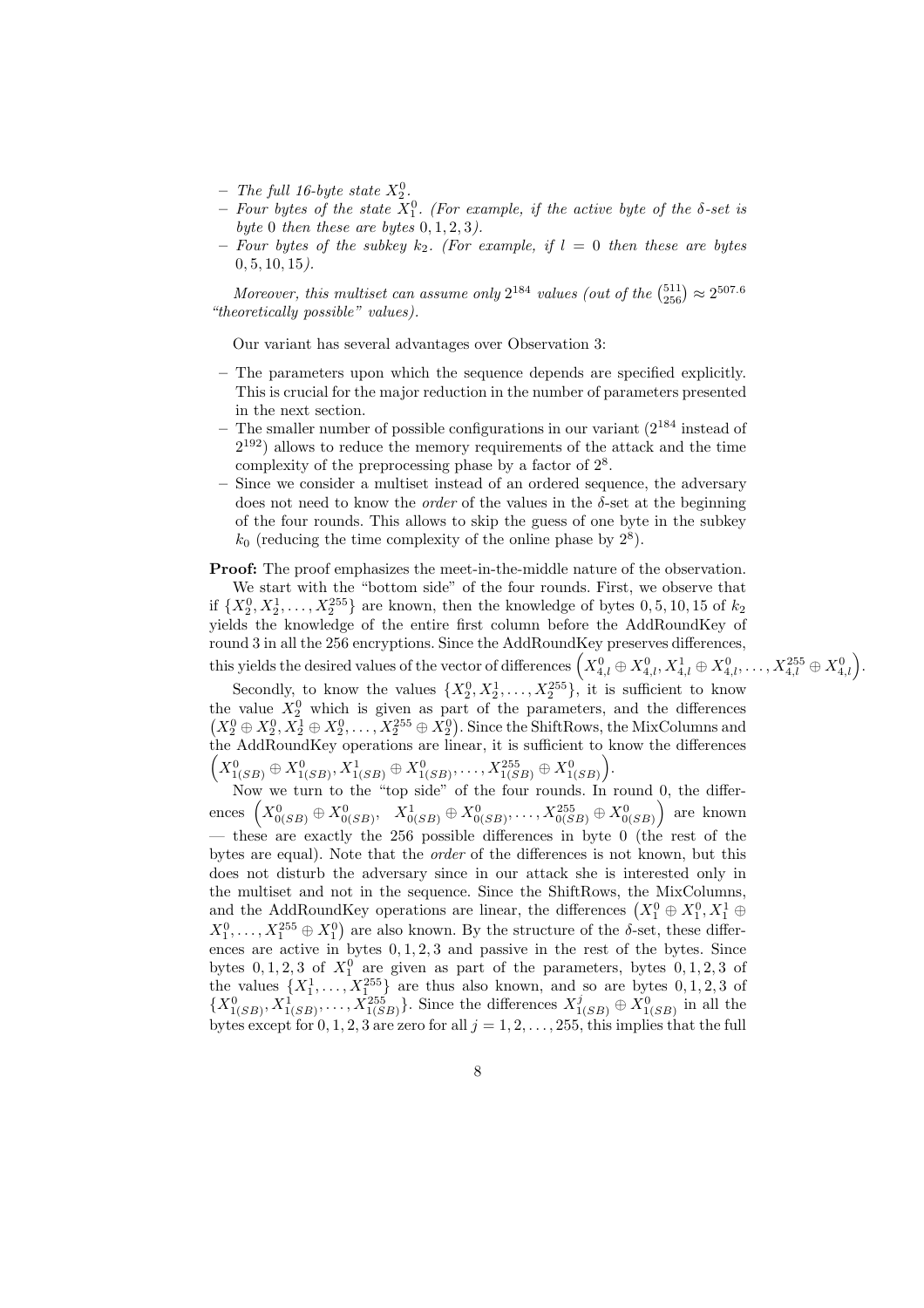- *The full 16-byte state $X_2^0$.*
- *Four bytes of the state $X_1^0$. (For example, if the active byte of the $\delta$-set is byte 0 then these are bytes $0,1,2,3$).*
- *Four bytes of the subkey $k_2$. (For example, if $l = 0$ then these are bytes $0,5,10,15$).*

*Moreover, this multiset can assume only $2^{184}$ values (out of the $\binom{511}{256} \approx 2^{507.6}$ "theoretically possible" values).*

Our variant has several advantages over Observation 3:

- The parameters upon which the sequence depends are specified explicitly. This is crucial for the major reduction in the number of parameters presented in the next section.
- The smaller number of possible configurations in our variant ($2^{184}$ instead of $2^{192}$) allows to reduce the memory requirements of the attack and the time complexity of the preprocessing phase by a factor of $2^8$.
- Since we consider a multiset instead of an ordered sequence, the adversary does not need to know the *order* of the values in the $\delta$-set at the beginning of the four rounds. This allows to skip the guess of one byte in the subkey $k_0$ (reducing the time complexity of the online phase by $2^8$).

**Proof:** The proof emphasizes the meet-in-the-middle nature of the observation.

We start with the "bottom side" of the four rounds. First, we observe that if $\{X_2^0, X_2^1, \ldots, X_2^{255}\}$ are known, then the knowledge of bytes $0,5,10,15$ of $k_2$ yields the knowledge of the entire first column before the AddRoundKey of round 3 in all the 256 encryptions. Since the AddRoundKey preserves differences, this yields the desired values of the vector of differences $\left(X_{4,l}^0 \oplus X_{4,l}^0, X_{4,l}^1 \oplus X_{4,l}^0, \ldots, X_{4,l}^{255} \oplus X_{4,l}^0\right)$.

Secondly, to know the values $\{X_2^0, X_2^1, \ldots, X_2^{255}\}$, it is sufficient to know the value $X_2^0$ which is given as part of the parameters, and the differences $\left(X_2^0 \oplus X_2^0, X_2^1 \oplus X_2^0, \ldots, X_2^{255} \oplus X_2^0\right)$. Since the ShiftRows, the MixColumns and the AddRoundKey operations are linear, it is sufficient to know the differences $\left(X_{1(SB)}^0 \oplus X_{1(SB)}^0, X_{1(SB)}^1 \oplus X_{1(SB)}^0, \ldots, X_{1(SB)}^{255} \oplus X_{1(SB)}^0\right)$.

Now we turn to the "top side" of the four rounds. In round 0, the differences $\left(X_{0(SB)}^0 \oplus X_{0(SB)}^0, \quad X_{0(SB)}^1 \oplus X_{0(SB)}^0, \ldots, X_{0(SB)}^{255} \oplus X_{0(SB)}^0\right)$ are known — these are exactly the 256 possible differences in byte 0 (the rest of the bytes are equal). Note that the *order* of the differences is not known, but this does not disturb the adversary since in our attack she is interested only in the multiset and not in the sequence. Since the ShiftRows, the MixColumns, and the AddRoundKey operations are linear, the differences $\left(X_1^0 \oplus X_1^0, X_1^1 \oplus X_1^0, \ldots, X_1^{255} \oplus X_1^0\right)$ are also known. By the structure of the $\delta$-set, these differences are active in bytes $0,1,2,3$ and passive in the rest of the bytes. Since bytes $0,1,2,3$ of $X_1^0$ are given as part of the parameters, bytes $0,1,2,3$ of the values $\{X_1^1, \ldots, X_1^{255}\}$ are thus also known, and so are bytes $0,1,2,3$ of $\{X_{1(SB)}^0, X_{1(SB)}^1, \ldots, X_{1(SB)}^{255}\}$. Since the differences $X_{1(SB)}^j \oplus X_{1(SB)}^0$ in all the bytes except for $0,1,2,3$ are zero for all $j = 1,2,\ldots,255$, this implies that the full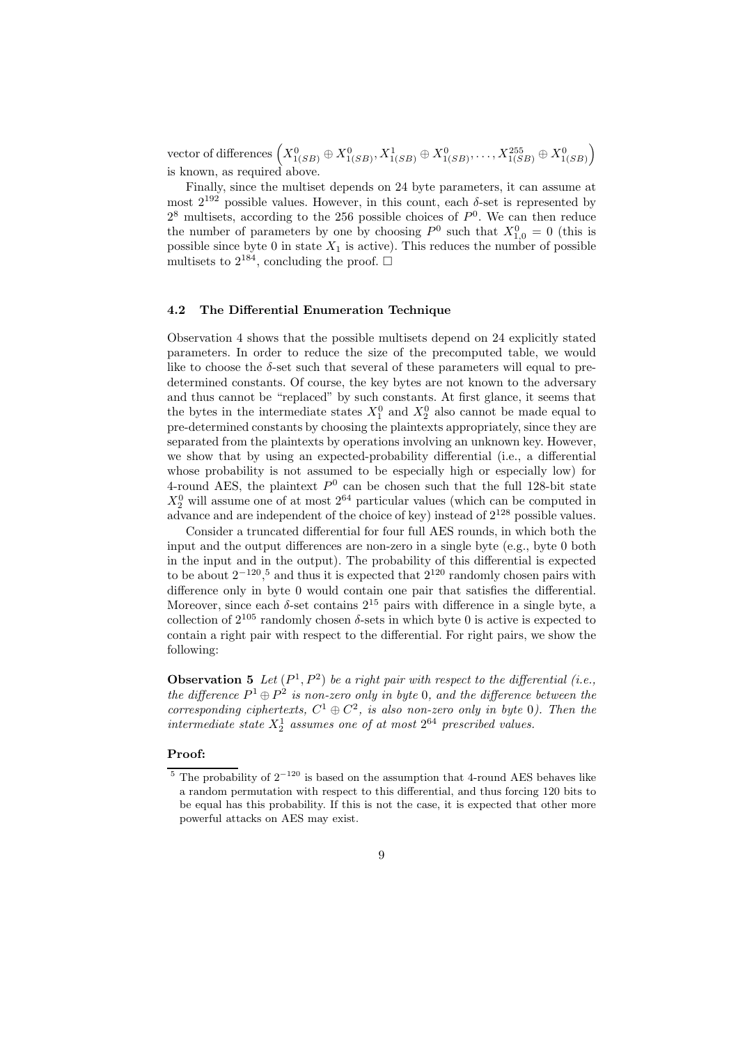vector of differences $\left(X^0_{1(SB)} \oplus X^0_{1(SB)}, X^1_{1(SB)} \oplus X^0_{1(SB)}, \ldots, X^{255}_{1(SB)} \oplus X^0_{1(SB)}\right)$ is known, as required above.

Finally, since the multiset depends on 24 byte parameters, it can assume at most $2^{192}$ possible values. However, in this count, each $\delta$-set is represented by $2^8$ multisets, according to the 256 possible choices of $P^0$. We can then reduce the number of parameters by one by choosing $P^0$ such that $X^0_{1,0} = 0$ (this is possible since byte 0 in state $X_1$ is active). This reduces the number of possible multisets to $2^{184}$, concluding the proof. □

### 4.2 The Differential Enumeration Technique

Observation 4 shows that the possible multisets depend on 24 explicitly stated parameters. In order to reduce the size of the precomputed table, we would like to choose the $\delta$-set such that several of these parameters will equal to pre-determined constants. Of course, the key bytes are not known to the adversary and thus cannot be "replaced" by such constants. At first glance, it seems that the bytes in the intermediate states $X^0_1$ and $X^0_2$ also cannot be made equal to pre-determined constants by choosing the plaintexts appropriately, since they are separated from the plaintexts by operations involving an unknown key. However, we show that by using an expected-probability differential (i.e., a differential whose probability is not assumed to be especially high or especially low) for 4-round AES, the plaintext $P^0$ can be chosen such that the full 128-bit state $X^0_2$ will assume one of at most $2^{64}$ particular values (which can be computed in advance and are independent of the choice of key) instead of $2^{128}$ possible values.

Consider a truncated differential for four full AES rounds, in which both the input and the output differences are non-zero in a single byte (e.g., byte 0 both in the input and in the output). The probability of this differential is expected to be about $2^{-120}$,[5] and thus it is expected that $2^{120}$ randomly chosen pairs with difference only in byte 0 would contain one pair that satisfies the differential. Moreover, since each $\delta$-set contains $2^{15}$ pairs with difference in a single byte, a collection of $2^{105}$ randomly chosen $\delta$-sets in which byte 0 is active is expected to contain a right pair with respect to the differential. For right pairs, we show the following:

**Observation 5** *Let $(P^1, P^2)$ be a right pair with respect to the differential (i.e., the difference $P^1 \oplus P^2$ is non-zero only in byte 0, and the difference between the corresponding ciphertexts, $C^1 \oplus C^2$, is also non-zero only in byte 0). Then the intermediate state $X^1_2$ assumes one of at most $2^{64}$ prescribed values.*

**Proof:**

[5] The probability of $2^{-120}$ is based on the assumption that 4-round AES behaves like a random permutation with respect to this differential, and thus forcing 120 bits to be equal has this probability. If this is not the case, it is expected that other more powerful attacks on AES may exist.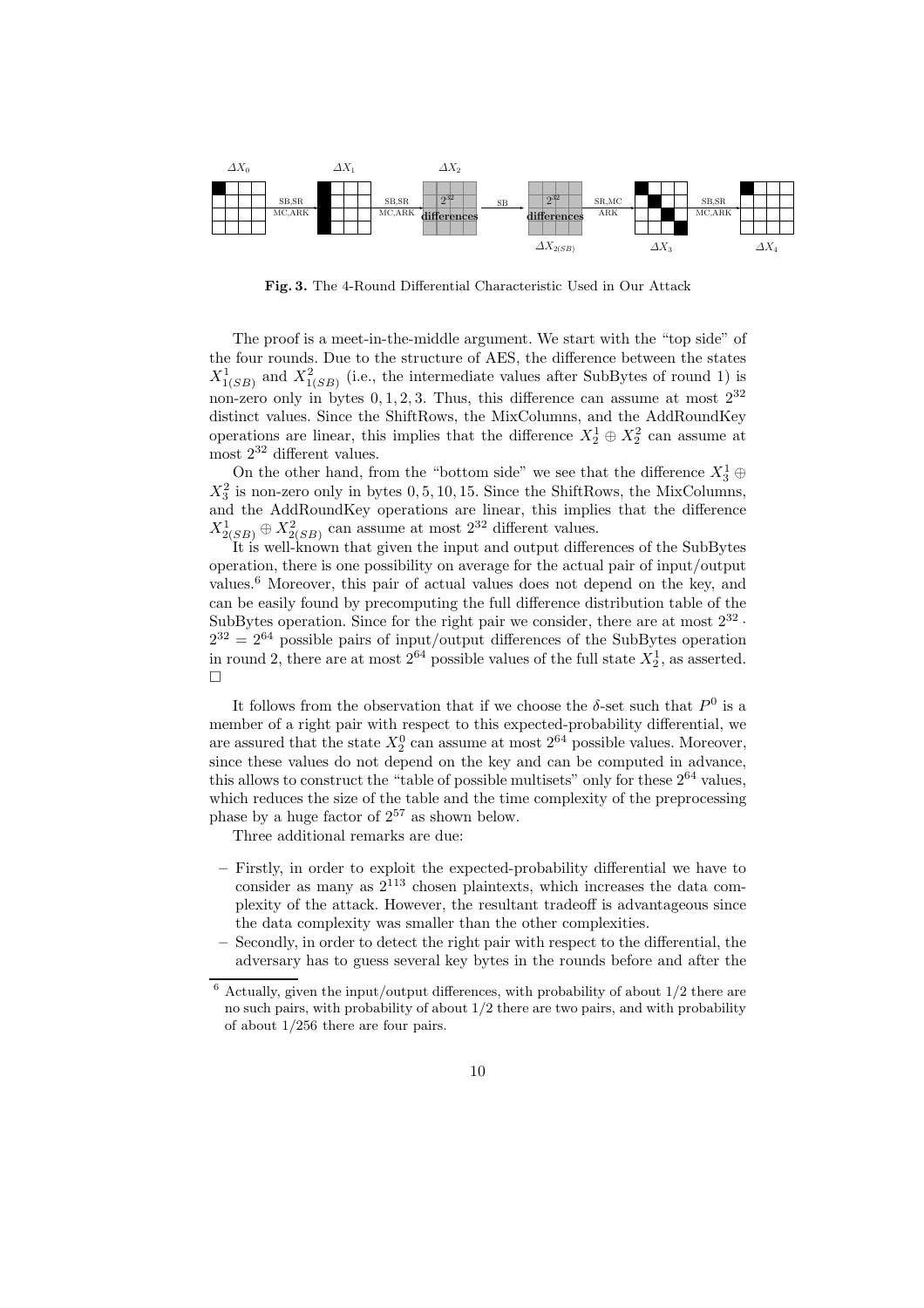Fig. 3. The 4-Round Differential Characteristic Used in Our Attack

The proof is a meet-in-the-middle argument. We start with the "top side" of the four rounds. Due to the structure of AES, the difference between the states $X^1_{1(SB)}$ and $X^2_{1(SB)}$ (i.e., the intermediate values after SubBytes of round 1) is non-zero only in bytes $0, 1, 2, 3$. Thus, this difference can assume at most $2^{32}$ distinct values. Since the ShiftRows, the MixColumns, and the AddRoundKey operations are linear, this implies that the difference $X^1_2 \oplus X^2_2$ can assume at most $2^{32}$ different values.

On the other hand, from the "bottom side" we see that the difference $X^1_3 \oplus X^2_3$ is non-zero only in bytes $0, 5, 10, 15$. Since the ShiftRows, the MixColumns, and the AddRoundKey operations are linear, this implies that the difference $X^1_{2(SB)} \oplus X^2_{2(SB)}$ can assume at most $2^{32}$ different values.

It is well-known that given the input and output differences of the SubBytes operation, there is one possibility on average for the actual pair of input/output values.[6] Moreover, this pair of actual values does not depend on the key, and can be easily found by precomputing the full difference distribution table of the SubBytes operation. Since for the right pair we consider, there are at most $2^{32} \cdot 2^{32} = 2^{64}$ possible pairs of input/output differences of the SubBytes operation in round 2, there are at most $2^{64}$ possible values of the full state $X^1_2$, as asserted. □

It follows from the observation that if we choose the $\delta$-set such that $P^0$ is a member of a right pair with respect to this expected-probability differential, we are assured that the state $X^0_2$ can assume at most $2^{64}$ possible values. Moreover, since these values do not depend on the key and can be computed in advance, this allows to construct the "table of possible multisets" only for these $2^{64}$ values, which reduces the size of the table and the time complexity of the preprocessing phase by a huge factor of $2^{57}$ as shown below.

Three additional remarks are due:

- Firstly, in order to exploit the expected-probability differential we have to consider as many as $2^{113}$ chosen plaintexts, which increases the data complexity of the attack. However, the resultant tradeoff is advantageous since the data complexity was smaller than the other complexities.
- Secondly, in order to detect the right pair with respect to the differential, the adversary has to guess several key bytes in the rounds before and after the

[6] Actually, given the input/output differences, with probability of about $1/2$ there are no such pairs, with probability of about $1/2$ there are two pairs, and with probability of about $1/256$ there are four pairs.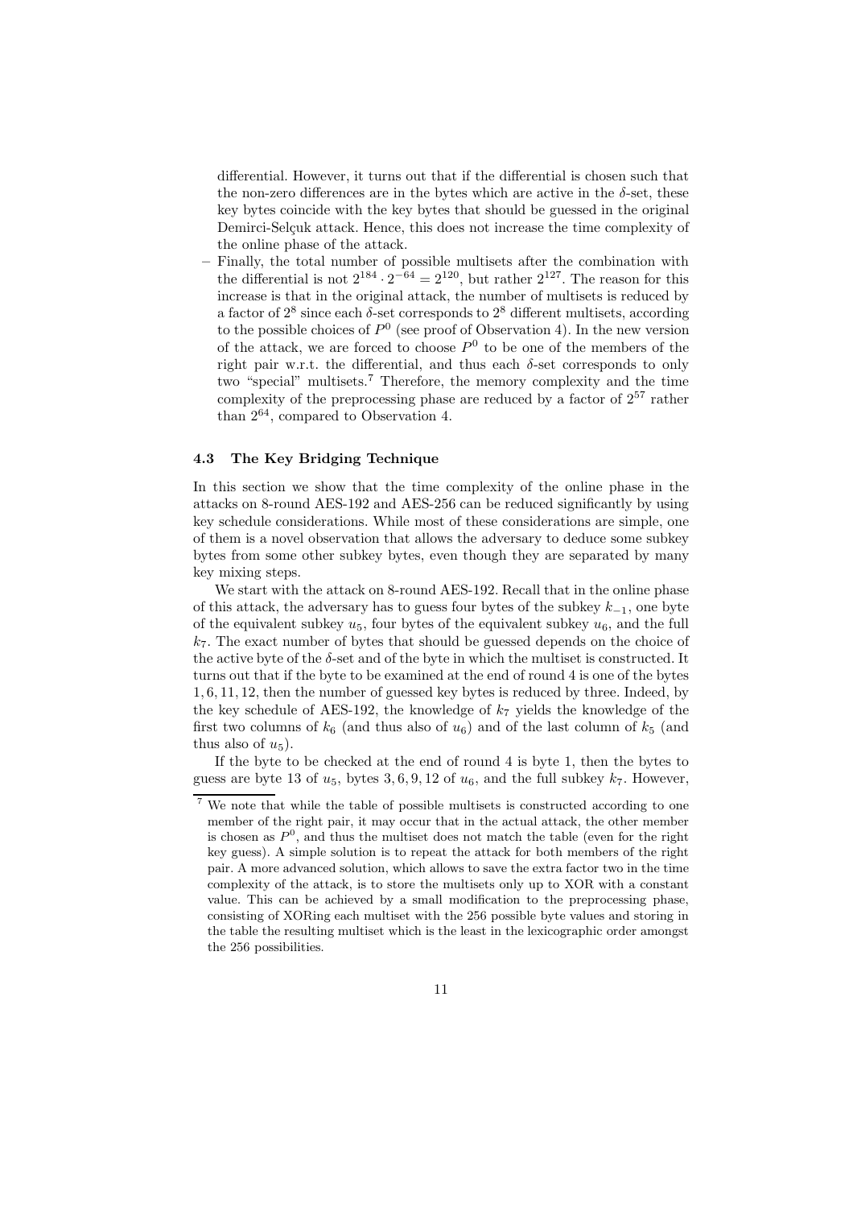differential. However, it turns out that if the differential is chosen such that the non-zero differences are in the bytes which are active in the $\delta$-set, these key bytes coincide with the key bytes that should be guessed in the original Demirci-Selçuk attack. Hence, this does not increase the time complexity of the online phase of the attack.

– Finally, the total number of possible multisets after the combination with the differential is not $2^{184} \cdot 2^{-64} = 2^{120}$, but rather $2^{127}$. The reason for this increase is that in the original attack, the number of multisets is reduced by a factor of $2^8$ since each $\delta$-set corresponds to $2^8$ different multisets, according to the possible choices of $P^0$ (see proof of Observation 4). In the new version of the attack, we are forced to choose $P^0$ to be one of the members of the right pair w.r.t. the differential, and thus each $\delta$-set corresponds to only two "special" multisets.[7] Therefore, the memory complexity and the time complexity of the preprocessing phase are reduced by a factor of $2^{57}$ rather than $2^{64}$, compared to Observation 4.

### 4.3 The Key Bridging Technique

In this section we show that the time complexity of the online phase in the attacks on 8-round AES-192 and AES-256 can be reduced significantly by using key schedule considerations. While most of these considerations are simple, one of them is a novel observation that allows the adversary to deduce some subkey bytes from some other subkey bytes, even though they are separated by many key mixing steps.

We start with the attack on 8-round AES-192. Recall that in the online phase of this attack, the adversary has to guess four bytes of the subkey $k_{-1}$, one byte of the equivalent subkey $u_5$, four bytes of the equivalent subkey $u_6$, and the full $k_7$. The exact number of bytes that should be guessed depends on the choice of the active byte of the $\delta$-set and of the byte in which the multiset is constructed. It turns out that if the byte to be examined at the end of round 4 is one of the bytes $1, 6, 11, 12$, then the number of guessed key bytes is reduced by three. Indeed, by the key schedule of AES-192, the knowledge of $k_7$ yields the knowledge of the first two columns of $k_6$ (and thus also of $u_6$) and of the last column of $k_5$ (and thus also of $u_5$).

If the byte to be checked at the end of round 4 is byte 1, then the bytes to guess are byte 13 of $u_5$, bytes $3, 6, 9, 12$ of $u_6$, and the full subkey $k_7$. However,

[7] We note that while the table of possible multisets is constructed according to one member of the right pair, it may occur that in the actual attack, the other member is chosen as $P^0$, and thus the multiset does not match the table (even for the right key guess). A simple solution is to repeat the attack for both members of the right pair. A more advanced solution, which allows to save the extra factor two in the time complexity of the attack, is to store the multisets only up to XOR with a constant value. This can be achieved by a small modification to the preprocessing phase, consisting of XORing each multiset with the 256 possible byte values and storing in the table the resulting multiset which is the least in the lexicographic order amongst the 256 possibilities.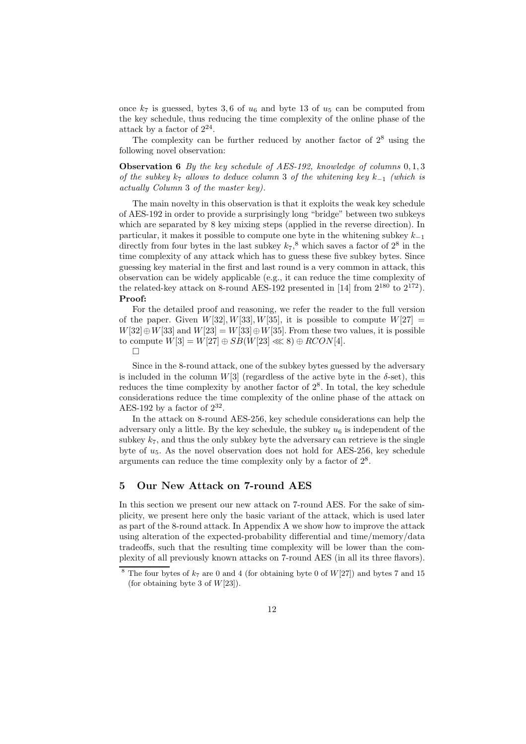once $k_7$ is guessed, bytes 3, 6 of $u_6$ and byte 13 of $u_5$ can be computed from the key schedule, thus reducing the time complexity of the online phase of the attack by a factor of $2^{24}$.

The complexity can be further reduced by another factor of $2^8$ using the following novel observation:

**Observation 6** *By the key schedule of AES-192, knowledge of columns* 0, 1, 3 *of the subkey* $k_7$ *allows to deduce column* 3 *of the whitening key* $k_{-1}$ *(which is actually Column* 3 *of the master key).*

The main novelty in this observation is that it exploits the weak key schedule of AES-192 in order to provide a surprisingly long "bridge" between two subkeys which are separated by 8 key mixing steps (applied in the reverse direction). In particular, it makes it possible to compute one byte in the whitening subkey $k_{-1}$ directly from four bytes in the last subkey $k_7$,[8] which saves a factor of $2^8$ in the time complexity of any attack which has to guess these five subkey bytes. Since guessing key material in the first and last round is a very common in attack, this observation can be widely applicable (e.g., it can reduce the time complexity of the related-key attack on 8-round AES-192 presented in [14] from $2^{180}$ to $2^{172}$).

**Proof:**

For the detailed proof and reasoning, we refer the reader to the full version of the paper. Given $W[32], W[33], W[35]$, it is possible to compute $W[27] = W[32] \oplus W[33]$ and $W[23] = W[33] \oplus W[35]$. From these two values, it is possible to compute $W[3] = W[27] \oplus SB(W[23] \lll 8) \oplus RCON[4]$.

$\square$

Since in the 8-round attack, one of the subkey bytes guessed by the adversary is included in the column $W[3]$ (regardless of the active byte in the $\delta$-set), this reduces the time complexity by another factor of $2^8$. In total, the key schedule considerations reduce the time complexity of the online phase of the attack on AES-192 by a factor of $2^{32}$.

In the attack on 8-round AES-256, key schedule considerations can help the adversary only a little. By the key schedule, the subkey $u_6$ is independent of the subkey $k_7$, and thus the only subkey byte the adversary can retrieve is the single byte of $u_5$. As the novel observation does not hold for AES-256, key schedule arguments can reduce the time complexity only by a factor of $2^8$.

## 5 Our New Attack on 7-round AES

In this section we present our new attack on 7-round AES. For the sake of simplicity, we present here only the basic variant of the attack, which is used later as part of the 8-round attack. In Appendix A we show how to improve the attack using alteration of the expected-probability differential and time/memory/data tradeoffs, such that the resulting time complexity will be lower than the complexity of all previously known attacks on 7-round AES (in all its three flavors).

[8] The four bytes of $k_7$ are 0 and 4 (for obtaining byte 0 of $W[27]$) and bytes 7 and 15 (for obtaining byte 3 of $W[23]$).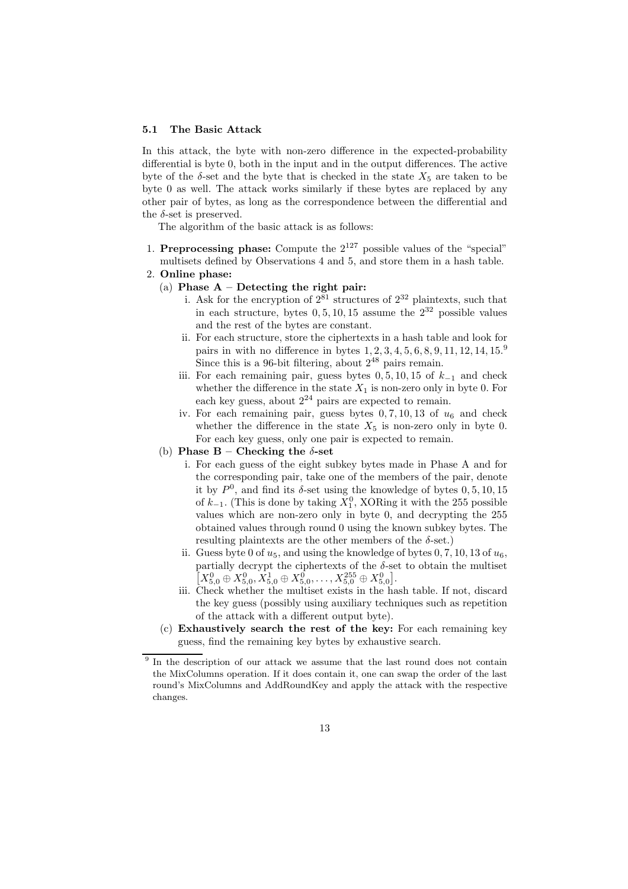### 5.1 The Basic Attack

In this attack, the byte with non-zero difference in the expected-probability differential is byte 0, both in the input and in the output differences. The active byte of the $\delta$-set and the byte that is checked in the state $X_5$ are taken to be byte 0 as well. The attack works similarly if these bytes are replaced by any other pair of bytes, as long as the correspondence between the differential and the $\delta$-set is preserved.

The algorithm of the basic attack is as follows:

1. **Preprocessing phase:** Compute the $2^{127}$ possible values of the "special" multisets defined by Observations 4 and 5, and store them in a hash table.
2. **Online phase:**
   (a) **Phase A – Detecting the right pair:**
      i. Ask for the encryption of $2^{81}$ structures of $2^{32}$ plaintexts, such that in each structure, bytes $0, 5, 10, 15$ assume the $2^{32}$ possible values and the rest of the bytes are constant.
      ii. For each structure, store the ciphertexts in a hash table and look for pairs in with no difference in bytes $1, 2, 3, 4, 5, 6, 8, 9, 11, 12, 14, 15$.[9] Since this is a 96-bit filtering, about $2^{48}$ pairs remain.
      iii. For each remaining pair, guess bytes $0, 5, 10, 15$ of $k_{-1}$ and check whether the difference in the state $X_1$ is non-zero only in byte 0. For each key guess, about $2^{24}$ pairs are expected to remain.
      iv. For each remaining pair, guess bytes $0, 7, 10, 13$ of $u_6$ and check whether the difference in the state $X_5$ is non-zero only in byte 0. For each key guess, only one pair is expected to remain.

   (b) **Phase B – Checking the $\delta$-set**
      i. For each guess of the eight subkey bytes made in Phase A and for the corresponding pair, take one of the members of the pair, denote it by $P^0$, and find its $\delta$-set using the knowledge of bytes $0, 5, 10, 15$ of $k_{-1}$. (This is done by taking $X_1^0$, XORing it with the 255 possible values which are non-zero only in byte 0, and decrypting the 255 obtained values through round 0 using the known subkey bytes. The resulting plaintexts are the other members of the $\delta$-set.)
      ii. Guess byte 0 of $u_5$, and using the knowledge of bytes $0, 7, 10, 13$ of $u_6$, partially decrypt the ciphertexts of the $\delta$-set to obtain the multiset $\left[X_{5,0}^0 \oplus X_{5,0}^0, X_{5,0}^1 \oplus X_{5,0}^0, \ldots, X_{5,0}^{255} \oplus X_{5,0}^0\right]$.
      iii. Check whether the multiset exists in the hash table. If not, discard the key guess (possibly using auxiliary techniques such as repetition of the attack with a different output byte).

   (c) **Exhaustively search the rest of the key:** For each remaining key guess, find the remaining key bytes by exhaustive search.

---

[9] In the description of our attack we assume that the last round does not contain the MixColumns operation. If it does contain it, one can swap the order of the last round's MixColumns and AddRoundKey and apply the attack with the respective changes.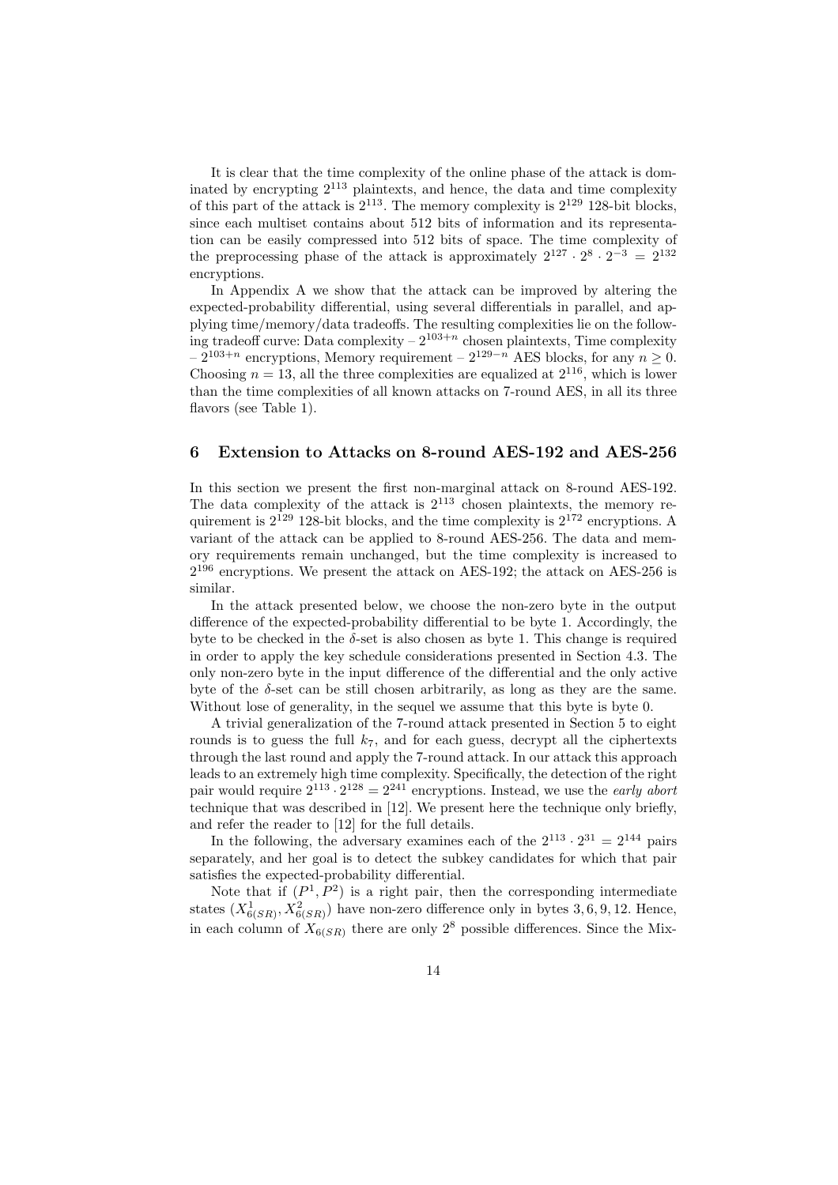It is clear that the time complexity of the online phase of the attack is dominated by encrypting $2^{113}$ plaintexts, and hence, the data and time complexity of this part of the attack is $2^{113}$. The memory complexity is $2^{129}$ 128-bit blocks, since each multiset contains about 512 bits of information and its representation can be easily compressed into 512 bits of space. The time complexity of the preprocessing phase of the attack is approximately $2^{127} \cdot 2^{8} \cdot 2^{-3} = 2^{132}$ encryptions.

In Appendix A we show that the attack can be improved by altering the expected-probability differential, using several differentials in parallel, and applying time/memory/data tradeoffs. The resulting complexities lie on the following tradeoff curve: Data complexity – $2^{103+n}$ chosen plaintexts, Time complexity – $2^{103+n}$ encryptions, Memory requirement – $2^{129-n}$ AES blocks, for any $n \geq 0$. Choosing $n = 13$, all the three complexities are equalized at $2^{116}$, which is lower than the time complexities of all known attacks on 7-round AES, in all its three flavors (see Table 1).

## 6 Extension to Attacks on 8-round AES-192 and AES-256

In this section we present the first non-marginal attack on 8-round AES-192. The data complexity of the attack is $2^{113}$ chosen plaintexts, the memory requirement is $2^{129}$ 128-bit blocks, and the time complexity is $2^{172}$ encryptions. A variant of the attack can be applied to 8-round AES-256. The data and memory requirements remain unchanged, but the time complexity is increased to $2^{196}$ encryptions. We present the attack on AES-192; the attack on AES-256 is similar.

In the attack presented below, we choose the non-zero byte in the output difference of the expected-probability differential to be byte 1. Accordingly, the byte to be checked in the $\delta$-set is also chosen as byte 1. This change is required in order to apply the key schedule considerations presented in Section 4.3. The only non-zero byte in the input difference of the differential and the only active byte of the $\delta$-set can be still chosen arbitrarily, as long as they are the same. Without lose of generality, in the sequel we assume that this byte is byte 0.

A trivial generalization of the 7-round attack presented in Section 5 to eight rounds is to guess the full $k_7$, and for each guess, decrypt all the ciphertexts through the last round and apply the 7-round attack. In our attack this approach leads to an extremely high time complexity. Specifically, the detection of the right pair would require $2^{113} \cdot 2^{128} = 2^{241}$ encryptions. Instead, we use the *early abort* technique that was described in [12]. We present here the technique only briefly, and refer the reader to [12] for the full details.

In the following, the adversary examines each of the $2^{113} \cdot 2^{31} = 2^{144}$ pairs separately, and her goal is to detect the subkey candidates for which that pair satisfies the expected-probability differential.

Note that if $(P^1, P^2)$ is a right pair, then the corresponding intermediate states $(X^1_{6(SR)}, X^2_{6(SR)})$ have non-zero difference only in bytes 3, 6, 9, 12. Hence, in each column of $X_{6(SR)}$ there are only $2^8$ possible differences. Since the Mix-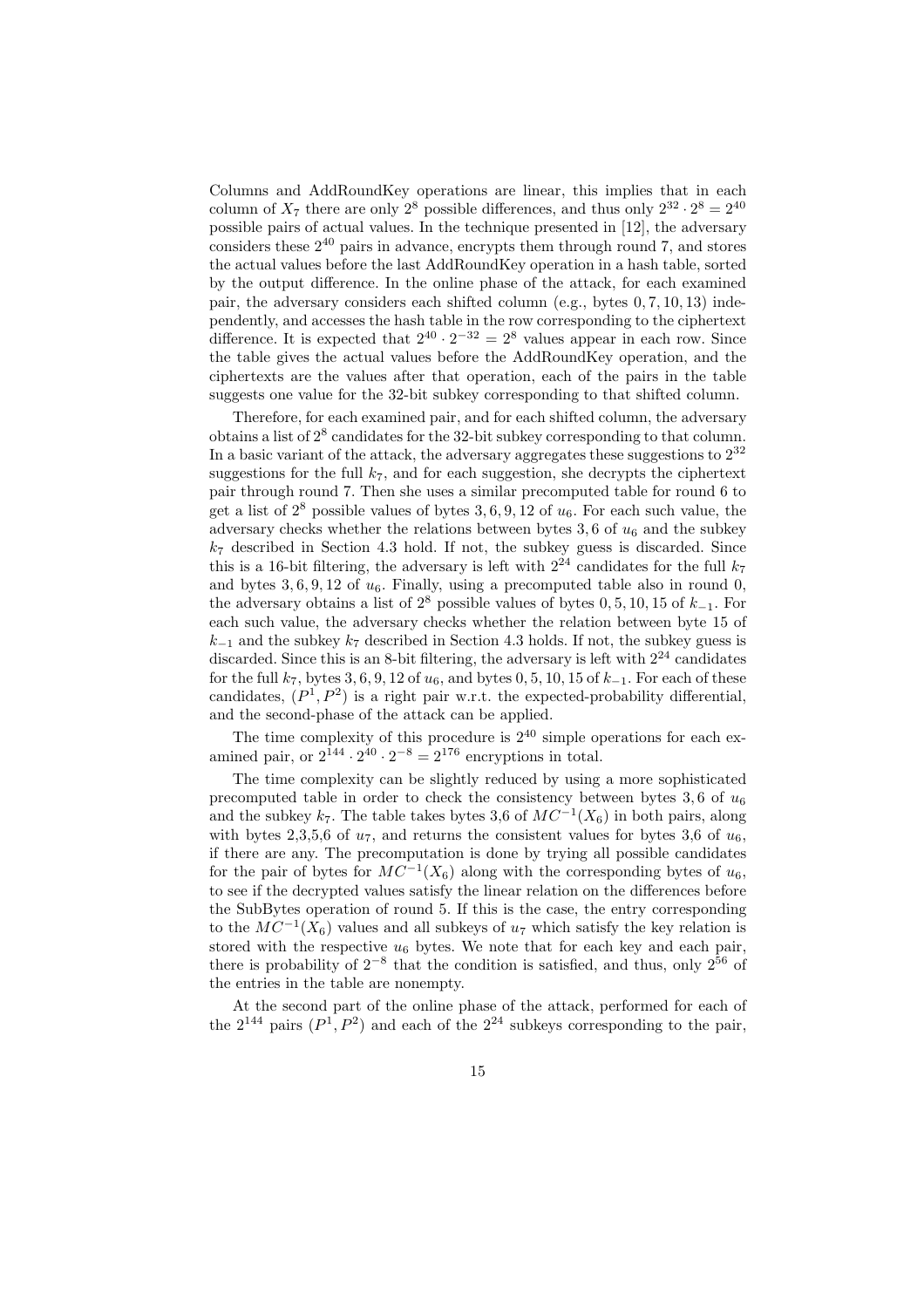Columns and AddRoundKey operations are linear, this implies that in each column of $X_7$ there are only $2^8$ possible differences, and thus only $2^{32} \cdot 2^8 = 2^{40}$ possible pairs of actual values. In the technique presented in [12], the adversary considers these $2^{40}$ pairs in advance, encrypts them through round 7, and stores the actual values before the last AddRoundKey operation in a hash table, sorted by the output difference. In the online phase of the attack, for each examined pair, the adversary considers each shifted column (e.g., bytes $0, 7, 10, 13$) independently, and accesses the hash table in the row corresponding to the ciphertext difference. It is expected that $2^{40} \cdot 2^{-32} = 2^8$ values appear in each row. Since the table gives the actual values before the AddRoundKey operation, and the ciphertexts are the values after that operation, each of the pairs in the table suggests one value for the 32-bit subkey corresponding to that shifted column.

Therefore, for each examined pair, and for each shifted column, the adversary obtains a list of $2^8$ candidates for the 32-bit subkey corresponding to that column. In a basic variant of the attack, the adversary aggregates these suggestions to $2^{32}$ suggestions for the full $k_7$, and for each suggestion, she decrypts the ciphertext pair through round 7. Then she uses a similar precomputed table for round 6 to get a list of $2^8$ possible values of bytes $3, 6, 9, 12$ of $u_6$. For each such value, the adversary checks whether the relations between bytes $3, 6$ of $u_6$ and the subkey $k_7$ described in Section 4.3 hold. If not, the subkey guess is discarded. Since this is a 16-bit filtering, the adversary is left with $2^{24}$ candidates for the full $k_7$ and bytes $3, 6, 9, 12$ of $u_6$. Finally, using a precomputed table also in round 0, the adversary obtains a list of $2^8$ possible values of bytes $0, 5, 10, 15$ of $k_{-1}$. For each such value, the adversary checks whether the relation between byte 15 of $k_{-1}$ and the subkey $k_7$ described in Section 4.3 holds. If not, the subkey guess is discarded. Since this is an 8-bit filtering, the adversary is left with $2^{24}$ candidates for the full $k_7$, bytes $3, 6, 9, 12$ of $u_6$, and bytes $0, 5, 10, 15$ of $k_{-1}$. For each of these candidates, $(P^1, P^2)$ is a right pair w.r.t. the expected-probability differential, and the second-phase of the attack can be applied.

The time complexity of this procedure is $2^{40}$ simple operations for each examined pair, or $2^{144} \cdot 2^{40} \cdot 2^{-8} = 2^{176}$ encryptions in total.

The time complexity can be slightly reduced by using a more sophisticated precomputed table in order to check the consistency between bytes $3, 6$ of $u_6$ and the subkey $k_7$. The table takes bytes 3,6 of $MC^{-1}(X_6)$ in both pairs, along with bytes 2,3,5,6 of $u_7$, and returns the consistent values for bytes 3,6 of $u_6$, if there are any. The precomputation is done by trying all possible candidates for the pair of bytes for $MC^{-1}(X_6)$ along with the corresponding bytes of $u_6$, to see if the decrypted values satisfy the linear relation on the differences before the SubBytes operation of round 5. If this is the case, the entry corresponding to the $MC^{-1}(X_6)$ values and all subkeys of $u_7$ which satisfy the key relation is stored with the respective $u_6$ bytes. We note that for each key and each pair, there is probability of $2^{-8}$ that the condition is satisfied, and thus, only $2^{56}$ of the entries in the table are nonempty.

At the second part of the online phase of the attack, performed for each of the $2^{144}$ pairs $(P^1, P^2)$ and each of the $2^{24}$ subkeys corresponding to the pair,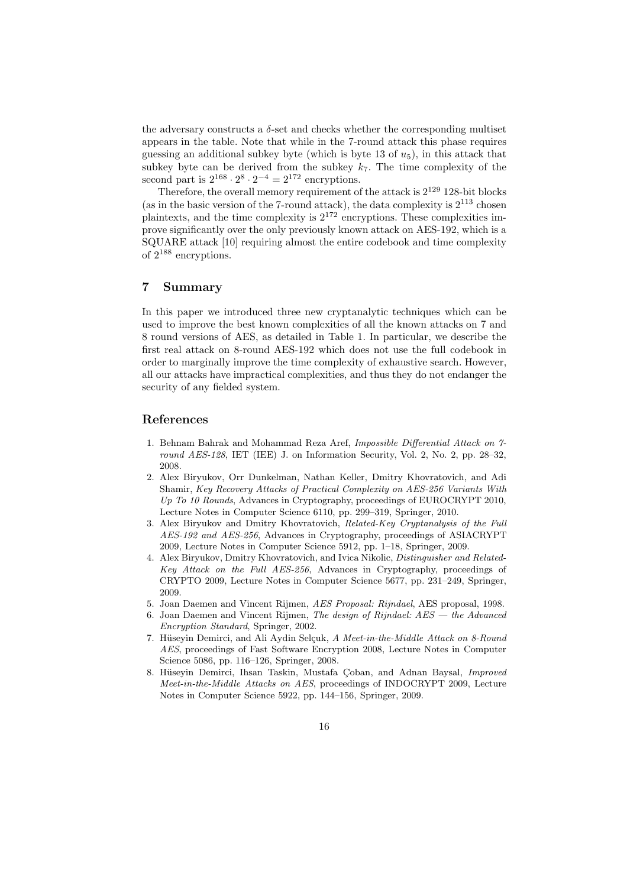the adversary constructs a $\delta$-set and checks whether the corresponding multiset appears in the table. Note that while in the 7-round attack this phase requires guessing an additional subkey byte (which is byte 13 of $u_5$), in this attack that subkey byte can be derived from the subkey $k_7$. The time complexity of the second part is $2^{168} \cdot 2^8 \cdot 2^{-4} = 2^{172}$ encryptions.

Therefore, the overall memory requirement of the attack is $2^{129}$ 128-bit blocks (as in the basic version of the 7-round attack), the data complexity is $2^{113}$ chosen plaintexts, and the time complexity is $2^{172}$ encryptions. These complexities improve significantly over the only previously known attack on AES-192, which is a SQUARE attack [10] requiring almost the entire codebook and time complexity of $2^{188}$ encryptions.

## 7 Summary

In this paper we introduced three new cryptanalytic techniques which can be used to improve the best known complexities of all the known attacks on 7 and 8 round versions of AES, as detailed in Table 1. In particular, we describe the first real attack on 8-round AES-192 which does not use the full codebook in order to marginally improve the time complexity of exhaustive search. However, all our attacks have impractical complexities, and thus they do not endanger the security of any fielded system.

## References

1. Behnam Bahrak and Mohammad Reza Aref, *Impossible Differential Attack on 7-round AES-128*, IET (IEE) J. on Information Security, Vol. 2, No. 2, pp. 28–32, 2008.
2. Alex Biryukov, Orr Dunkelman, Nathan Keller, Dmitry Khovratovich, and Adi Shamir, *Key Recovery Attacks of Practical Complexity on AES-256 Variants With Up To 10 Rounds*, Advances in Cryptography, proceedings of EUROCRYPT 2010, Lecture Notes in Computer Science 6110, pp. 299–319, Springer, 2010.
3. Alex Biryukov and Dmitry Khovratovich, *Related-Key Cryptanalysis of the Full AES-192 and AES-256*, Advances in Cryptography, proceedings of ASIACRYPT 2009, Lecture Notes in Computer Science 5912, pp. 1–18, Springer, 2009.
4. Alex Biryukov, Dmitry Khovratovich, and Ivica Nikolic, *Distinguisher and Related-Key Attack on the Full AES-256*, Advances in Cryptography, proceedings of CRYPTO 2009, Lecture Notes in Computer Science 5677, pp. 231–249, Springer, 2009.
5. Joan Daemen and Vincent Rijmen, *AES Proposal: Rijndael*, AES proposal, 1998.
6. Joan Daemen and Vincent Rijmen, *The design of Rijndael: AES — the Advanced Encryption Standard*, Springer, 2002.
7. Hüseyin Demirci, and Ali Aydin Selçuk, *A Meet-in-the-Middle Attack on 8-Round AES*, proceedings of Fast Software Encryption 2008, Lecture Notes in Computer Science 5086, pp. 116–126, Springer, 2008.
8. Hüseyin Demirci, Ihsan Taskin, Mustafa Çoban, and Adnan Baysal, *Improved Meet-in-the-Middle Attacks on AES*, proceedings of INDOCRYPT 2009, Lecture Notes in Computer Science 5922, pp. 144–156, Springer, 2009.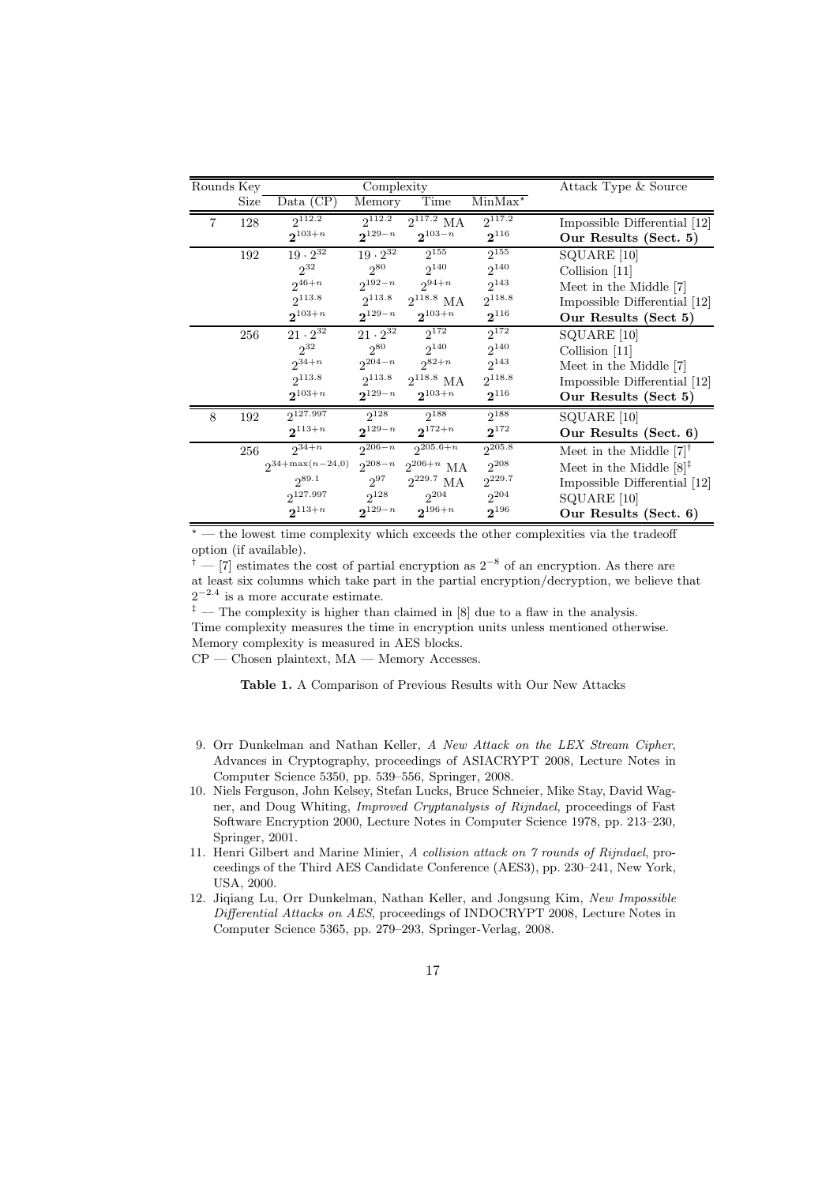| Rounds | Key Size | Data (CP) | Memory | Time | MinMax$^\star$ | Attack Type & Source |
|---|---|---|---|---|---|---|
| 7 | 128 | $2^{112.2}$ | $2^{112.2}$ | $2^{117.2}$ MA | $2^{117.2}$ | Impossible Differential [12] |
| | | $\mathbf{2^{103+n}}$ | $\mathbf{2^{129-n}}$ | $\mathbf{2^{103-n}}$ | $\mathbf{2^{116}}$ | **Our Results (Sect. 5)** |
| | 192 | $19 \cdot 2^{32}$ | $19 \cdot 2^{32}$ | $2^{155}$ | $2^{155}$ | SQUARE [10] |
| | | $2^{32}$ | $2^{80}$ | $2^{140}$ | $2^{140}$ | Collision [11] |
| | | $2^{46+n}$ | $2^{192-n}$ | $2^{94+n}$ | $2^{143}$ | Meet in the Middle [7] |
| | | $2^{113.8}$ | $2^{113.8}$ | $2^{118.8}$ MA | $2^{118.8}$ | Impossible Differential [12] |
| | | $\mathbf{2^{103+n}}$ | $\mathbf{2^{129-n}}$ | $\mathbf{2^{103+n}}$ | $\mathbf{2^{116}}$ | **Our Results (Sect 5)** |
| | 256 | $21 \cdot 2^{32}$ | $21 \cdot 2^{32}$ | $2^{172}$ | $2^{172}$ | SQUARE [10] |
| | | $2^{32}$ | $2^{80}$ | $2^{140}$ | $2^{140}$ | Collision [11] |
| | | $2^{34+n}$ | $2^{204-n}$ | $2^{82+n}$ | $2^{143}$ | Meet in the Middle [7] |
| | | $2^{113.8}$ | $2^{113.8}$ | $2^{118.8}$ MA | $2^{118.8}$ | Impossible Differential [12] |
| | | $\mathbf{2^{103+n}}$ | $\mathbf{2^{129-n}}$ | $\mathbf{2^{103+n}}$ | $\mathbf{2^{116}}$ | **Our Results (Sect 5)** |
| 8 | 192 | $2^{127.997}$ | $2^{128}$ | $2^{188}$ | $2^{188}$ | SQUARE [10] |
| | | $\mathbf{2^{113+n}}$ | $\mathbf{2^{129-n}}$ | $\mathbf{2^{172+n}}$ | $\mathbf{2^{172}}$ | **Our Results (Sect. 6)** |
| | 256 | $2^{34+n}$ | $2^{206-n}$ | $2^{205.6+n}$ | $2^{205.8}$ | Meet in the Middle [7]$^\dagger$ |
| | | $2^{34+\max(n-24,0)}$ | $2^{208-n}$ | $2^{206+n}$ MA | $2^{208}$ | Meet in the Middle [8]$^\ddagger$ |
| | | $2^{89.1}$ | $2^{97}$ | $2^{229.7}$ MA | $2^{229.7}$ | Impossible Differential [12] |
| | | $2^{127.997}$ | $2^{128}$ | $2^{204}$ | $2^{204}$ | SQUARE [10] |
| | | $\mathbf{2^{113+n}}$ | $\mathbf{2^{129-n}}$ | $\mathbf{2^{196+n}}$ | $\mathbf{2^{196}}$ | **Our Results (Sect. 6)** |

$^\star$ — the lowest time complexity which exceeds the other complexities via the tradeoff option (if available).
$^\dagger$ — [7] estimates the cost of partial encryption as $2^{-8}$ of an encryption. As there are at least six columns which take part in the partial encryption/decryption, we believe that $2^{-2.4}$ is a more accurate estimate.
$^\ddagger$ — The complexity is higher than claimed in [8] due to a flaw in the analysis.
Time complexity measures the time in encryption units unless mentioned otherwise.
Memory complexity is measured in AES blocks.
CP — Chosen plaintext, MA — Memory Accesses.

**Table 1.** A Comparison of Previous Results with Our New Attacks

9. Orr Dunkelman and Nathan Keller, *A New Attack on the LEX Stream Cipher*, Advances in Cryptography, proceedings of ASIACRYPT 2008, Lecture Notes in Computer Science 5350, pp. 539–556, Springer, 2008.
10. Niels Ferguson, John Kelsey, Stefan Lucks, Bruce Schneier, Mike Stay, David Wagner, and Doug Whiting, *Improved Cryptanalysis of Rijndael*, proceedings of Fast Software Encryption 2000, Lecture Notes in Computer Science 1978, pp. 213–230, Springer, 2001.
11. Henri Gilbert and Marine Minier, *A collision attack on 7 rounds of Rijndael*, proceedings of the Third AES Candidate Conference (AES3), pp. 230–241, New York, USA, 2000.
12. Jiqiang Lu, Orr Dunkelman, Nathan Keller, and Jongsung Kim, *New Impossible Differential Attacks on AES*, proceedings of INDOCRYPT 2008, Lecture Notes in Computer Science 5365, pp. 279–293, Springer-Verlag, 2008.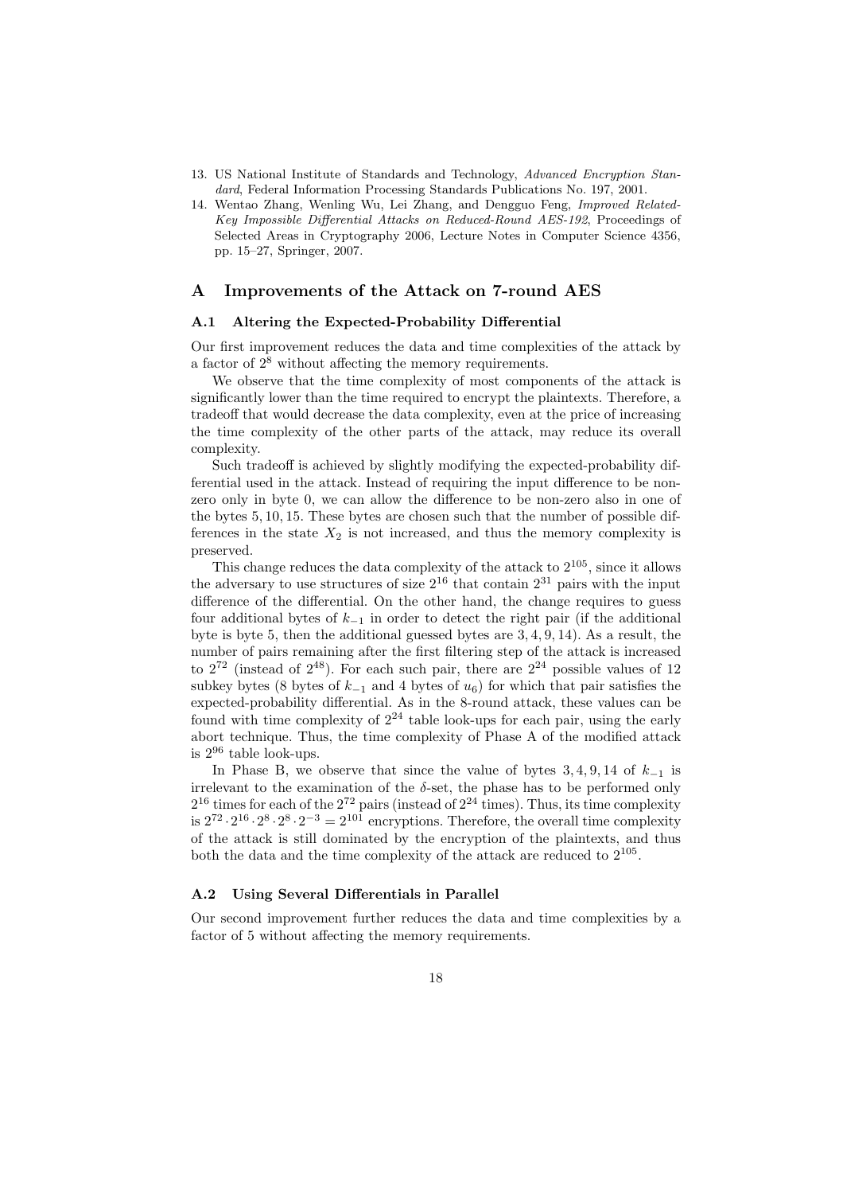13. US National Institute of Standards and Technology, *Advanced Encryption Standard*, Federal Information Processing Standards Publications No. 197, 2001.
14. Wentao Zhang, Wenling Wu, Lei Zhang, and Dengguo Feng, *Improved Related-Key Impossible Differential Attacks on Reduced-Round AES-192*, Proceedings of Selected Areas in Cryptography 2006, Lecture Notes in Computer Science 4356, pp. 15–27, Springer, 2007.

## A Improvements of the Attack on 7-round AES

### A.1 Altering the Expected-Probability Differential

Our first improvement reduces the data and time complexities of the attack by a factor of $2^8$ without affecting the memory requirements.

We observe that the time complexity of most components of the attack is significantly lower than the time required to encrypt the plaintexts. Therefore, a tradeoff that would decrease the data complexity, even at the price of increasing the time complexity of the other parts of the attack, may reduce its overall complexity.

Such tradeoff is achieved by slightly modifying the expected-probability differential used in the attack. Instead of requiring the input difference to be non-zero only in byte 0, we can allow the difference to be non-zero also in one of the bytes $5, 10, 15$. These bytes are chosen such that the number of possible differences in the state $X_2$ is not increased, and thus the memory complexity is preserved.

This change reduces the data complexity of the attack to $2^{105}$, since it allows the adversary to use structures of size $2^{16}$ that contain $2^{31}$ pairs with the input difference of the differential. On the other hand, the change requires to guess four additional bytes of $k_{-1}$ in order to detect the right pair (if the additional byte is byte 5, then the additional guessed bytes are $3, 4, 9, 14$). As a result, the number of pairs remaining after the first filtering step of the attack is increased to $2^{72}$ (instead of $2^{48}$). For each such pair, there are $2^{24}$ possible values of 12 subkey bytes (8 bytes of $k_{-1}$ and 4 bytes of $u_6$) for which that pair satisfies the expected-probability differential. As in the 8-round attack, these values can be found with time complexity of $2^{24}$ table look-ups for each pair, using the early abort technique. Thus, the time complexity of Phase A of the modified attack is $2^{96}$ table look-ups.

In Phase B, we observe that since the value of bytes $3, 4, 9, 14$ of $k_{-1}$ is irrelevant to the examination of the $\delta$-set, the phase has to be performed only $2^{16}$ times for each of the $2^{72}$ pairs (instead of $2^{24}$ times). Thus, its time complexity is $2^{72} \cdot 2^{16} \cdot 2^8 \cdot 2^8 \cdot 2^{-3} = 2^{101}$ encryptions. Therefore, the overall time complexity of the attack is still dominated by the encryption of the plaintexts, and thus both the data and the time complexity of the attack are reduced to $2^{105}$.

### A.2 Using Several Differentials in Parallel

Our second improvement further reduces the data and time complexities by a factor of 5 without affecting the memory requirements.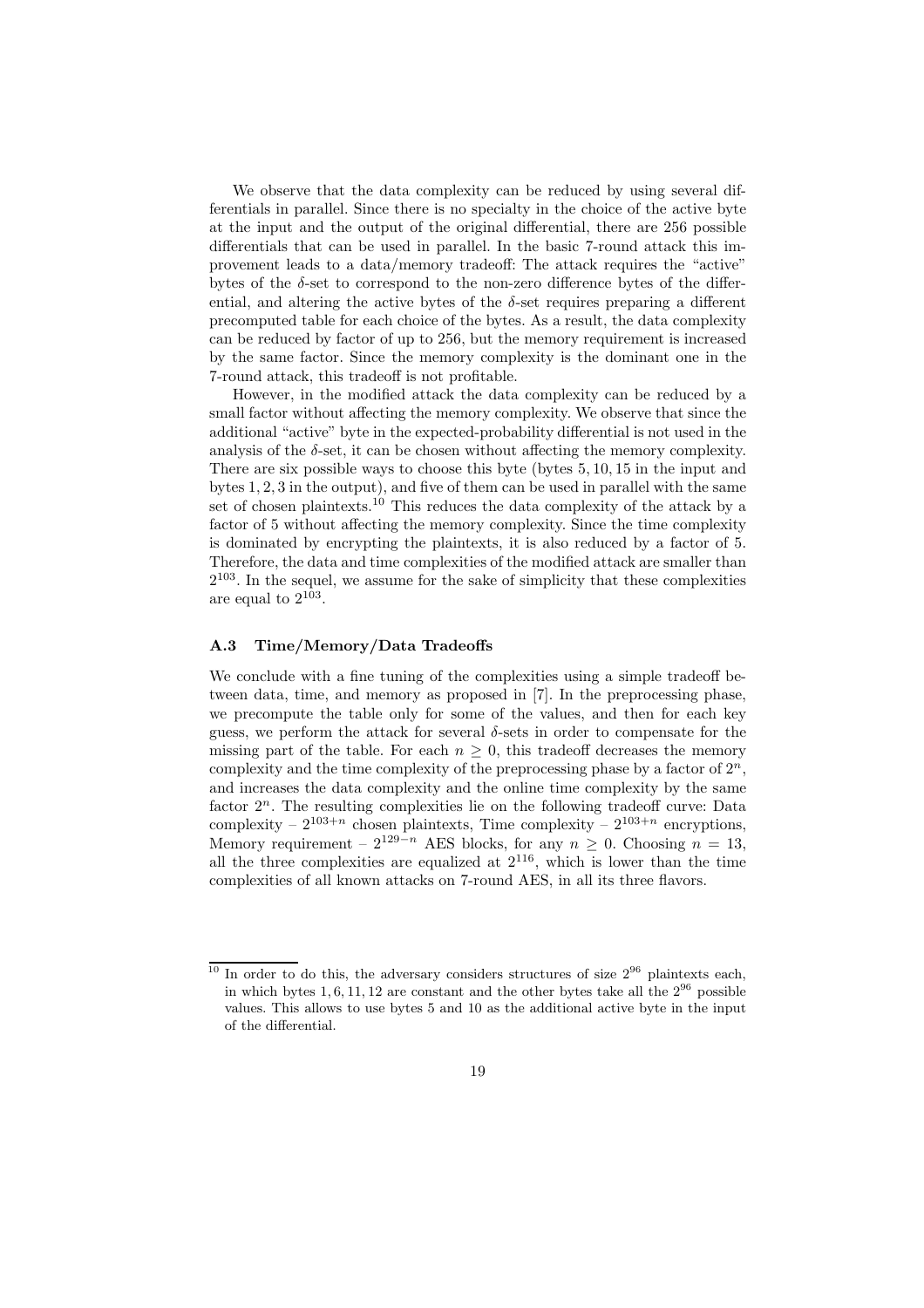We observe that the data complexity can be reduced by using several differentials in parallel. Since there is no specialty in the choice of the active byte at the input and the output of the original differential, there are 256 possible differentials that can be used in parallel. In the basic 7-round attack this improvement leads to a data/memory tradeoff: The attack requires the "active" bytes of the $\delta$-set to correspond to the non-zero difference bytes of the differential, and altering the active bytes of the $\delta$-set requires preparing a different precomputed table for each choice of the bytes. As a result, the data complexity can be reduced by factor of up to 256, but the memory requirement is increased by the same factor. Since the memory complexity is the dominant one in the 7-round attack, this tradeoff is not profitable.

However, in the modified attack the data complexity can be reduced by a small factor without affecting the memory complexity. We observe that since the additional "active" byte in the expected-probability differential is not used in the analysis of the $\delta$-set, it can be chosen without affecting the memory complexity. There are six possible ways to choose this byte (bytes $5, 10, 15$ in the input and bytes $1, 2, 3$ in the output), and five of them can be used in parallel with the same set of chosen plaintexts.[10] This reduces the data complexity of the attack by a factor of 5 without affecting the memory complexity. Since the time complexity is dominated by encrypting the plaintexts, it is also reduced by a factor of 5. Therefore, the data and time complexities of the modified attack are smaller than $2^{103}$. In the sequel, we assume for the sake of simplicity that these complexities are equal to $2^{103}$.

### A.3 Time/Memory/Data Tradeoffs

We conclude with a fine tuning of the complexities using a simple tradeoff between data, time, and memory as proposed in [7]. In the preprocessing phase, we precompute the table only for some of the values, and then for each key guess, we perform the attack for several $\delta$-sets in order to compensate for the missing part of the table. For each $n \geq 0$, this tradeoff decreases the memory complexity and the time complexity of the preprocessing phase by a factor of $2^n$, and increases the data complexity and the online time complexity by the same factor $2^n$. The resulting complexities lie on the following tradeoff curve: Data complexity – $2^{103+n}$ chosen plaintexts, Time complexity – $2^{103+n}$ encryptions, Memory requirement – $2^{129-n}$ AES blocks, for any $n \geq 0$. Choosing $n = 13$, all the three complexities are equalized at $2^{116}$, which is lower than the time complexities of all known attacks on 7-round AES, in all its three flavors.

---

[10] In order to do this, the adversary considers structures of size $2^{96}$ plaintexts each, in which bytes $1, 6, 11, 12$ are constant and the other bytes take all the $2^{96}$ possible values. This allows to use bytes 5 and 10 as the additional active byte in the input of the differential.